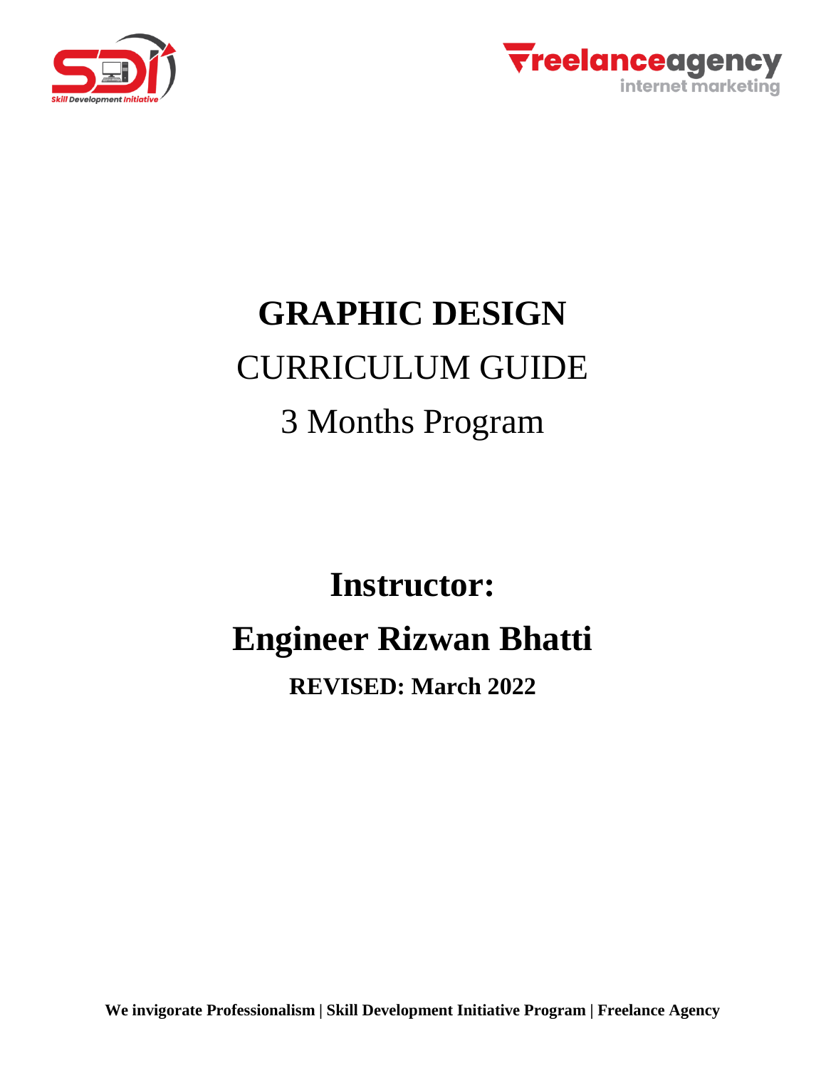# GRAPHIC DESIGN

CURRICULUM GUIDE

3 Months Program

## Instructor:

## Engineer Rizwan Bhatti

**REVISED: March 2022**

**We invigorate Professionalism | Skill Development Initiative Program | Freelance Agency**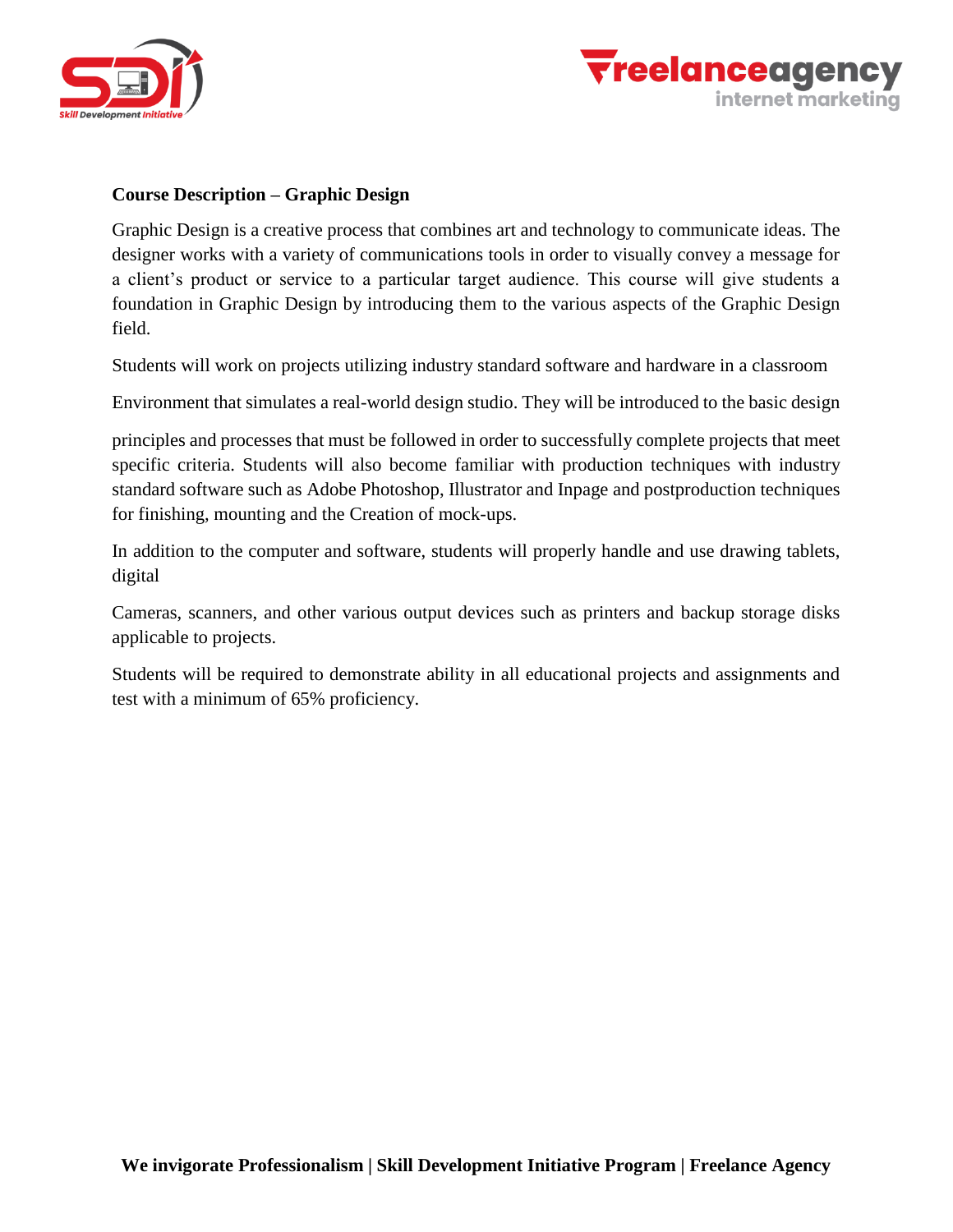**Course Description – Graphic Design**

Graphic Design is a creative process that combines art and technology to communicate ideas. The designer works with a variety of communications tools in order to visually convey a message for a client's product or service to a particular target audience. This course will give students a foundation in Graphic Design by introducing them to the various aspects of the Graphic Design field.

Students will work on projects utilizing industry standard software and hardware in a classroom

Environment that simulates a real-world design studio. They will be introduced to the basic design

principles and processes that must be followed in order to successfully complete projects that meet specific criteria. Students will also become familiar with production techniques with industry standard software such as Adobe Photoshop, Illustrator and Inpage and postproduction techniques for finishing, mounting and the Creation of mock-ups.

In addition to the computer and software, students will properly handle and use drawing tablets, digital

Cameras, scanners, and other various output devices such as printers and backup storage disks applicable to projects.

Students will be required to demonstrate ability in all educational projects and assignments and test with a minimum of 65% proficiency.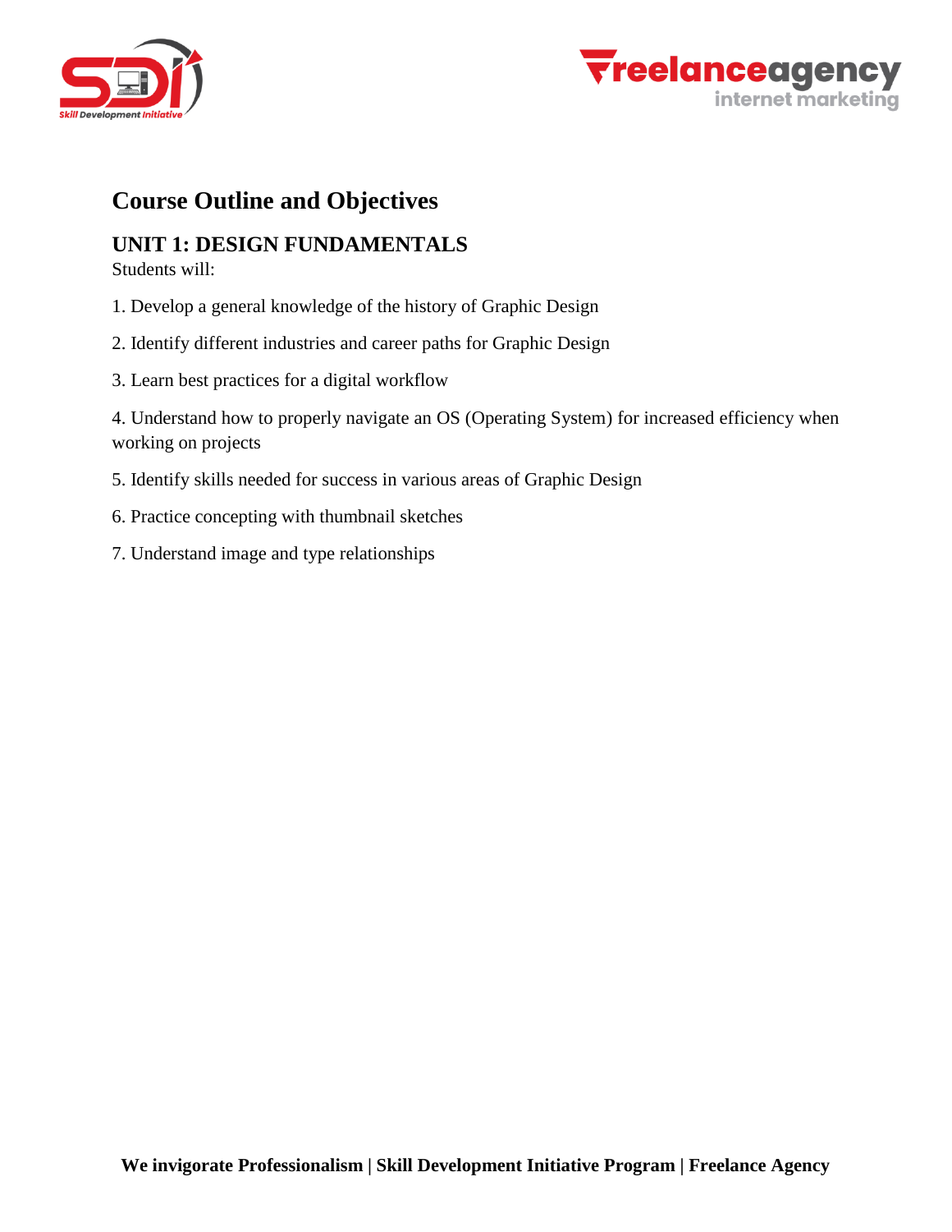## Course Outline and Objectives

### UNIT 1: DESIGN FUNDAMENTALS

Students will:

1. Develop a general knowledge of the history of Graphic Design
2. Identify different industries and career paths for Graphic Design
3. Learn best practices for a digital workflow
4. Understand how to properly navigate an OS (Operating System) for increased efficiency when working on projects
5. Identify skills needed for success in various areas of Graphic Design
6. Practice concepting with thumbnail sketches
7. Understand image and type relationships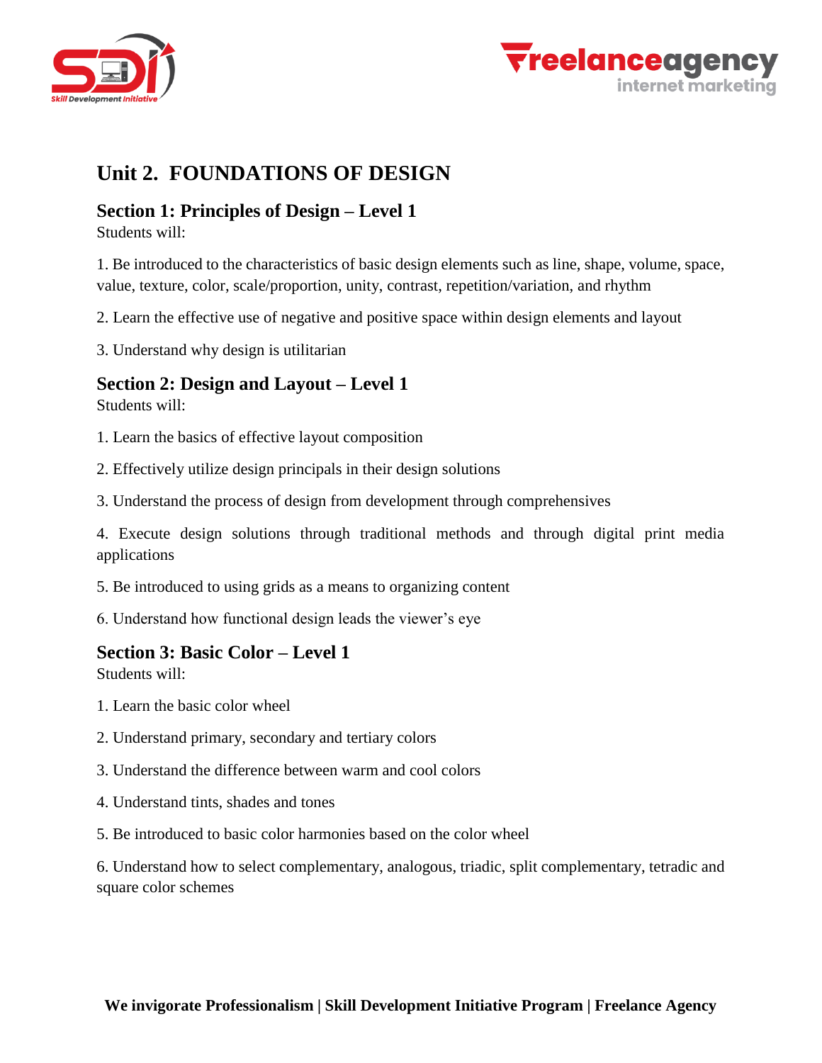# Unit 2. FOUNDATIONS OF DESIGN

## Section 1: Principles of Design – Level 1

Students will:

1. Be introduced to the characteristics of basic design elements such as line, shape, volume, space, value, texture, color, scale/proportion, unity, contrast, repetition/variation, and rhythm
2. Learn the effective use of negative and positive space within design elements and layout
3. Understand why design is utilitarian

## Section 2: Design and Layout – Level 1

Students will:

1. Learn the basics of effective layout composition
2. Effectively utilize design principals in their design solutions
3. Understand the process of design from development through comprehensives
4. Execute design solutions through traditional methods and through digital print media applications
5. Be introduced to using grids as a means to organizing content
6. Understand how functional design leads the viewer's eye

## Section 3: Basic Color – Level 1

Students will:

1. Learn the basic color wheel
2. Understand primary, secondary and tertiary colors
3. Understand the difference between warm and cool colors
4. Understand tints, shades and tones
5. Be introduced to basic color harmonies based on the color wheel
6. Understand how to select complementary, analogous, triadic, split complementary, tetradic and square color schemes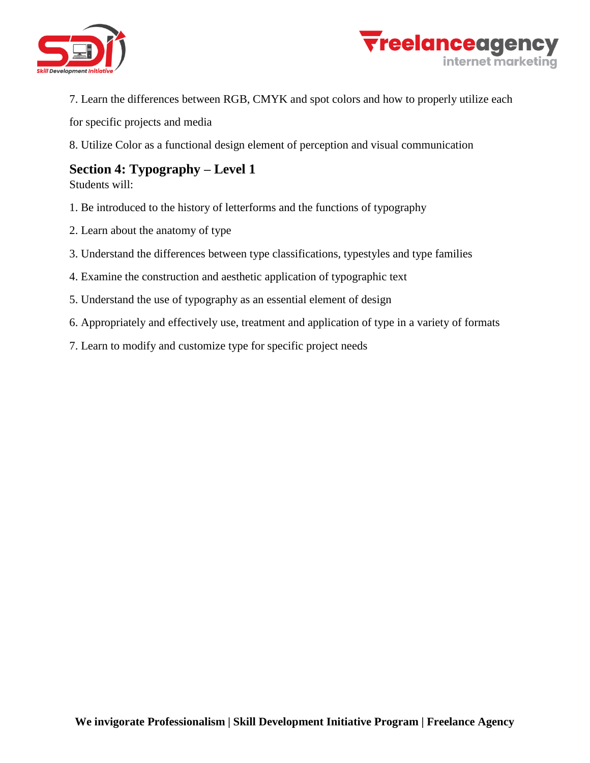7. Learn the differences between RGB, CMYK and spot colors and how to properly utilize each for specific projects and media

8. Utilize Color as a functional design element of perception and visual communication

## Section 4: Typography – Level 1

Students will:

1. Be introduced to the history of letterforms and the functions of typography

2. Learn about the anatomy of type

3. Understand the differences between type classifications, typestyles and type families

4. Examine the construction and aesthetic application of typographic text

5. Understand the use of typography as an essential element of design

6. Appropriately and effectively use, treatment and application of type in a variety of formats

7. Learn to modify and customize type for specific project needs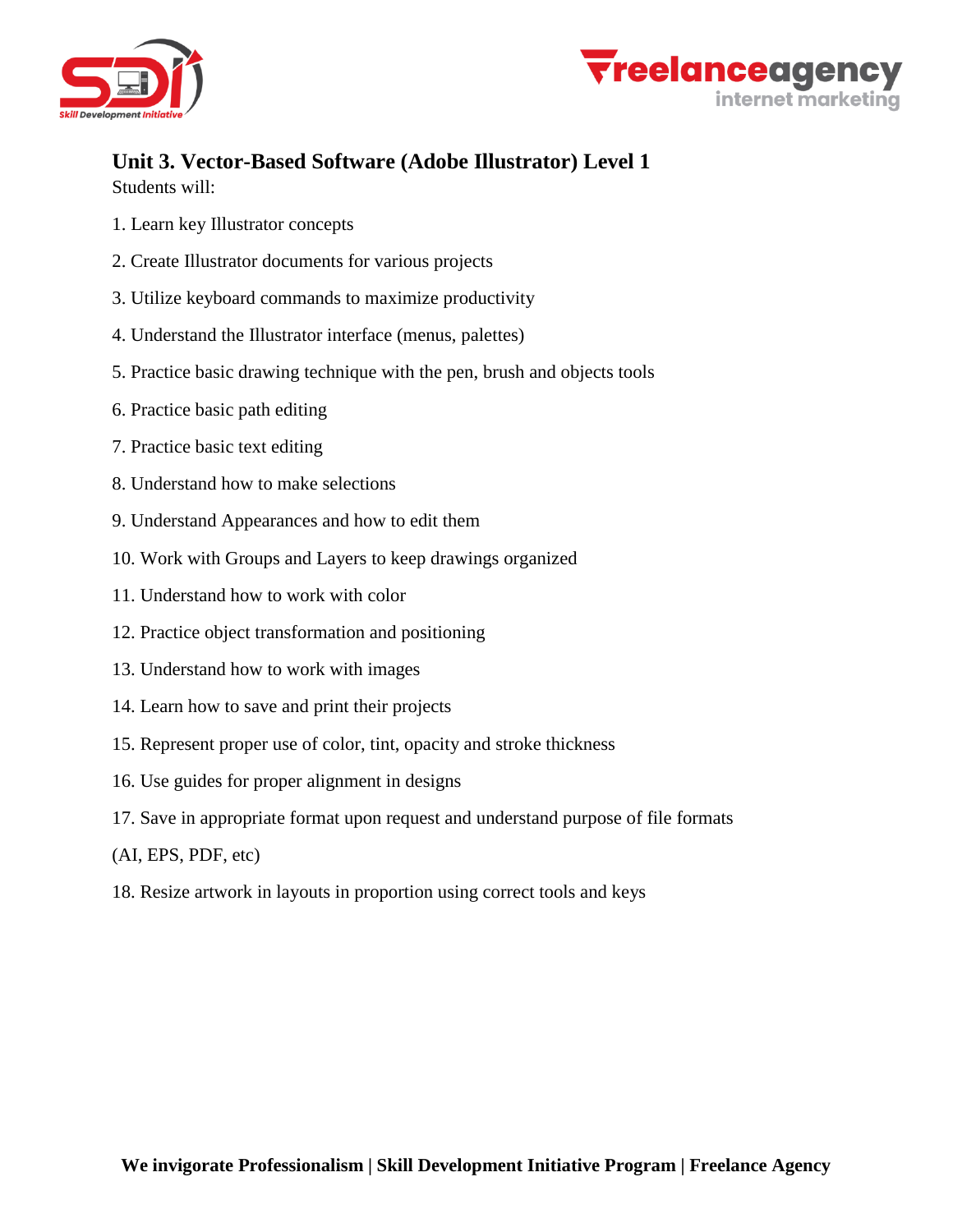## Unit 3. Vector-Based Software (Adobe Illustrator) Level 1

Students will:

1. Learn key Illustrator concepts
2. Create Illustrator documents for various projects
3. Utilize keyboard commands to maximize productivity
4. Understand the Illustrator interface (menus, palettes)
5. Practice basic drawing technique with the pen, brush and objects tools
6. Practice basic path editing
7. Practice basic text editing
8. Understand how to make selections
9. Understand Appearances and how to edit them
10. Work with Groups and Layers to keep drawings organized
11. Understand how to work with color
12. Practice object transformation and positioning
13. Understand how to work with images
14. Learn how to save and print their projects
15. Represent proper use of color, tint, opacity and stroke thickness
16. Use guides for proper alignment in designs
17. Save in appropriate format upon request and understand purpose of file formats (AI, EPS, PDF, etc)
18. Resize artwork in layouts in proportion using correct tools and keys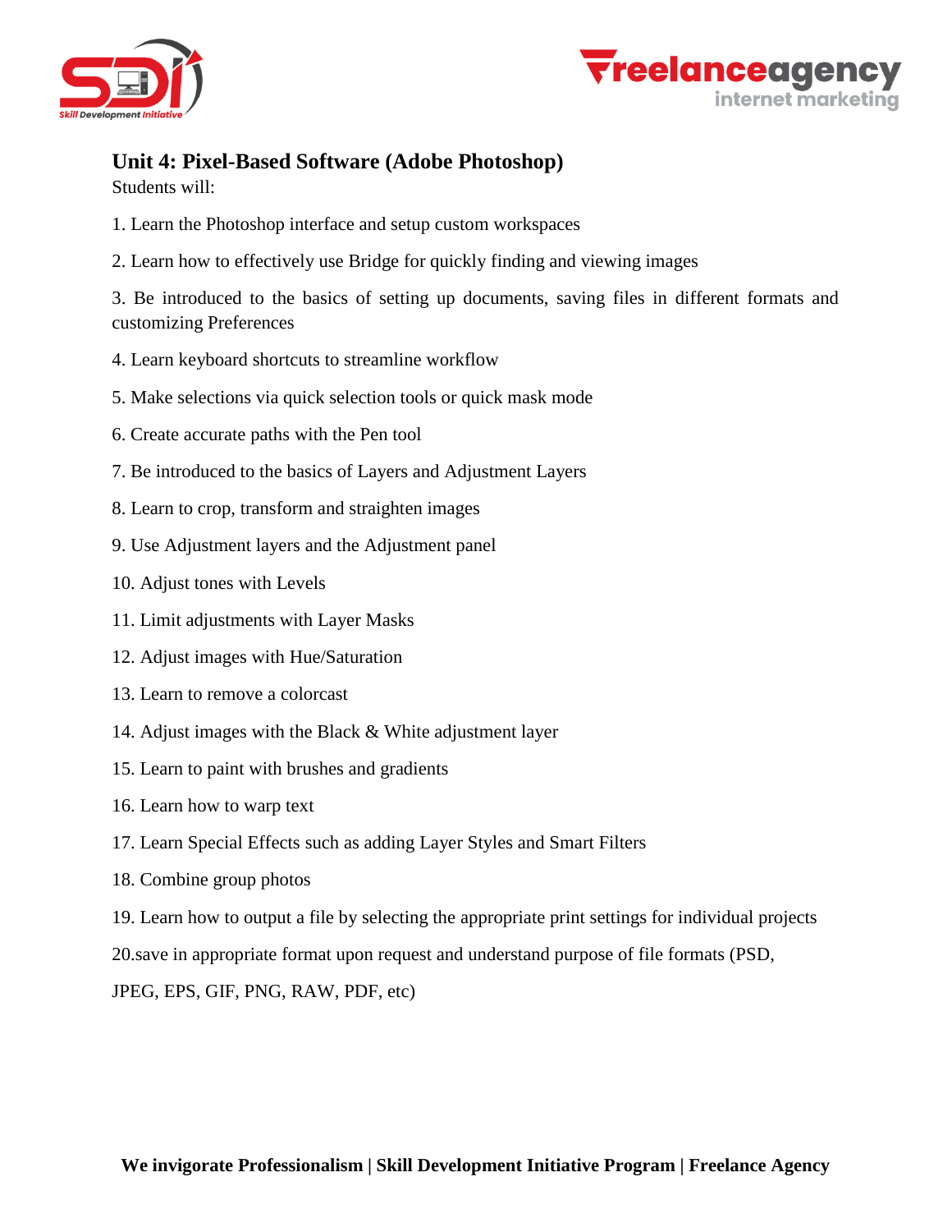## Unit 4: Pixel-Based Software (Adobe Photoshop)

Students will:

1. Learn the Photoshop interface and setup custom workspaces

2. Learn how to effectively use Bridge for quickly finding and viewing images

3. Be introduced to the basics of setting up documents, saving files in different formats and customizing Preferences

4. Learn keyboard shortcuts to streamline workflow

5. Make selections via quick selection tools or quick mask mode

6. Create accurate paths with the Pen tool

7. Be introduced to the basics of Layers and Adjustment Layers

8. Learn to crop, transform and straighten images

9. Use Adjustment layers and the Adjustment panel

10. Adjust tones with Levels

11. Limit adjustments with Layer Masks

12. Adjust images with Hue/Saturation

13. Learn to remove a colorcast

14. Adjust images with the Black & White adjustment layer

15. Learn to paint with brushes and gradients

16. Learn how to warp text

17. Learn Special Effects such as adding Layer Styles and Smart Filters

18. Combine group photos

19. Learn how to output a file by selecting the appropriate print settings for individual projects

20.save in appropriate format upon request and understand purpose of file formats (PSD, JPEG, EPS, GIF, PNG, RAW, PDF, etc)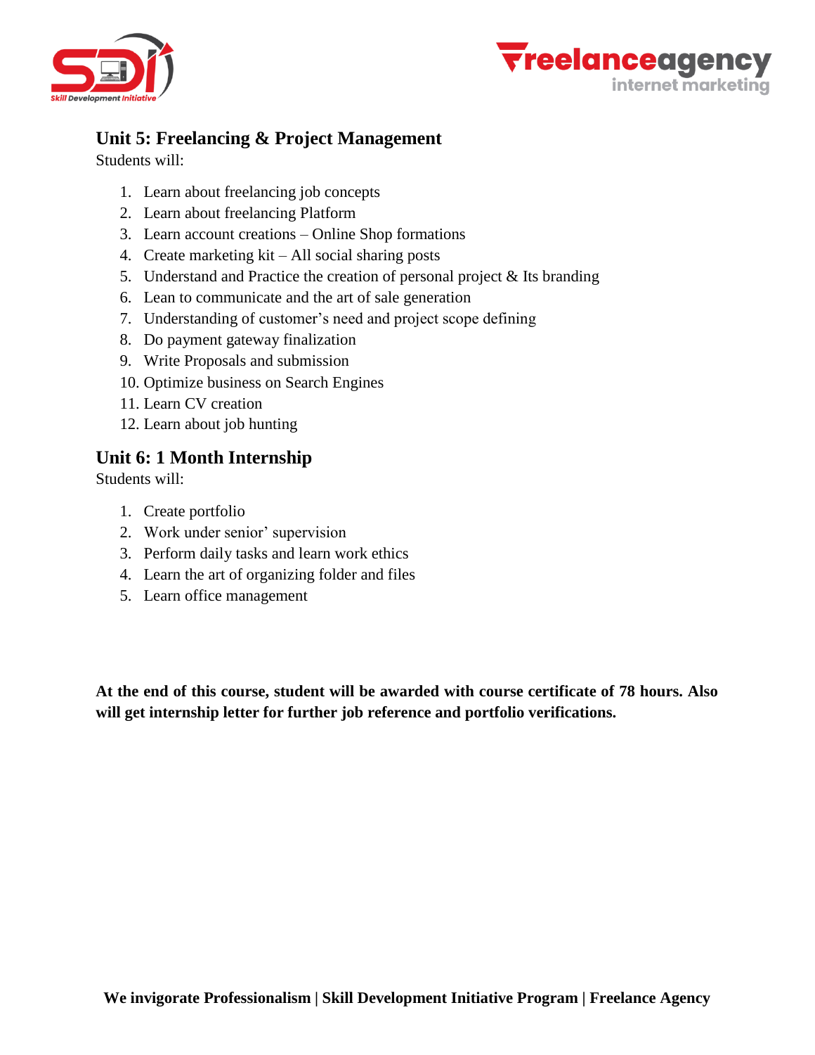## Unit 5: Freelancing & Project Management

Students will:

1. Learn about freelancing job concepts
2. Learn about freelancing Platform
3. Learn account creations – Online Shop formations
4. Create marketing kit – All social sharing posts
5. Understand and Practice the creation of personal project & Its branding
6. Lean to communicate and the art of sale generation
7. Understanding of customer's need and project scope defining
8. Do payment gateway finalization
9. Write Proposals and submission
10. Optimize business on Search Engines
11. Learn CV creation
12. Learn about job hunting

## Unit 6: 1 Month Internship

Students will:

1. Create portfolio
2. Work under senior' supervision
3. Perform daily tasks and learn work ethics
4. Learn the art of organizing folder and files
5. Learn office management

**At the end of this course, student will be awarded with course certificate of 78 hours. Also will get internship letter for further job reference and portfolio verifications.**